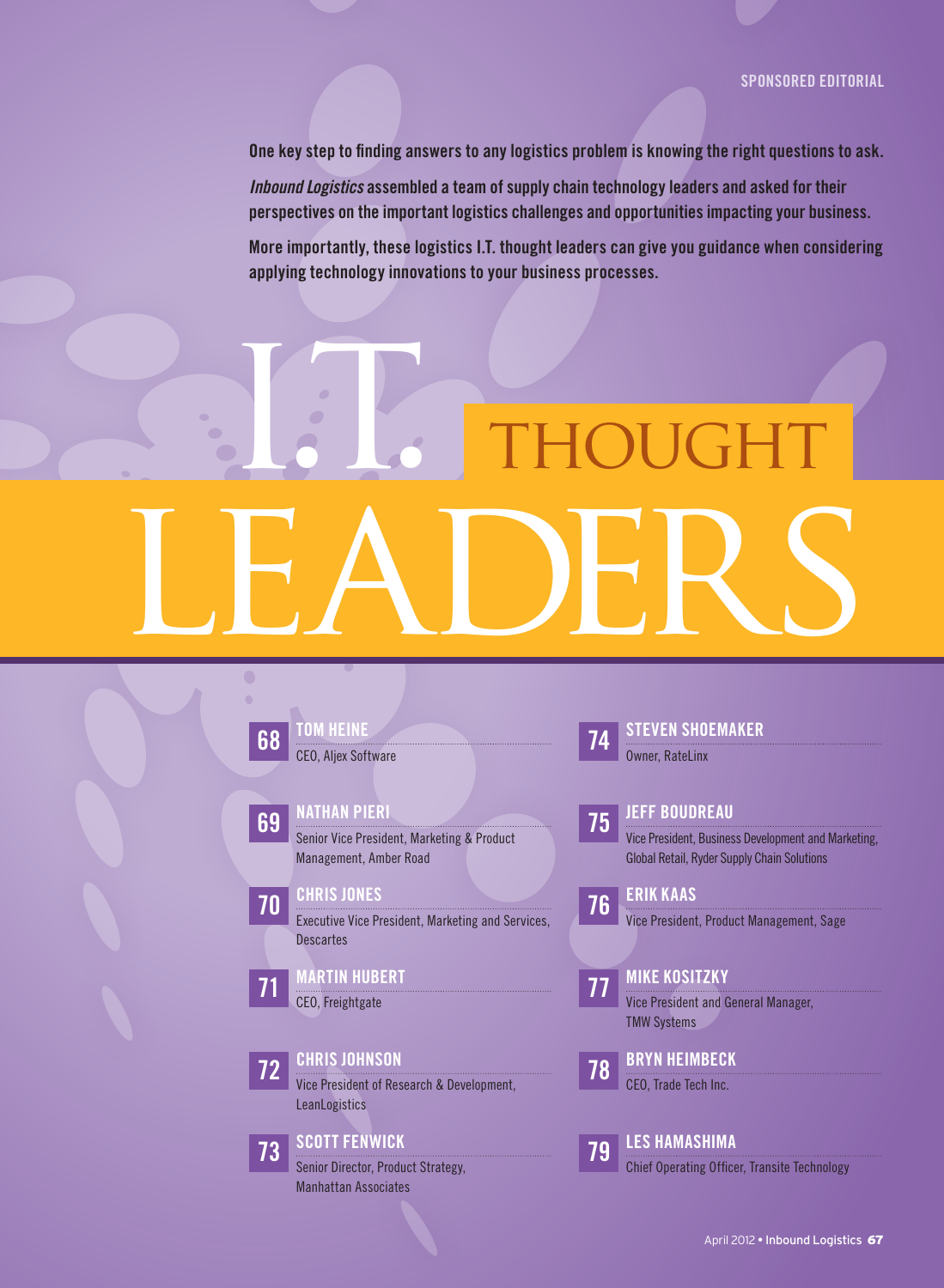SPONSORED EDITORIAL

**One key step to finding answers to any logistics problem is knowing the right questions to ask.**

***Inbound Logistics*** **assembled a team of supply chain technology leaders and asked for their perspectives on the important logistics challenges and opportunities impacting your business.**

**More importantly, these logistics I.T. thought leaders can give you guidance when considering applying technology innovations to your business processes.**

# I.T. THOUGHT LEADERS

**68 TOM HEINE**
CEO, Aljex Software

**69 NATHAN PIERI**
Senior Vice President, Marketing & Product Management, Amber Road

**70 CHRIS JONES**
Executive Vice President, Marketing and Services, Descartes

**71 MARTIN HUBERT**
CEO, Freightgate

**72 CHRIS JOHNSON**
Vice President of Research & Development, LeanLogistics

**73 SCOTT FENWICK**
Senior Director, Product Strategy, Manhattan Associates

**74 STEVEN SHOEMAKER**
Owner, RateLinx

**75 JEFF BOUDREAU**
Vice President, Business Development and Marketing, Global Retail, Ryder Supply Chain Solutions

**76 ERIK KAAS**
Vice President, Product Management, Sage

**77 MIKE KOSITZKY**
Vice President and General Manager, TMW Systems

**78 BRYN HEIMBECK**
CEO, Trade Tech Inc.

**79 LES HAMASHIMA**
Chief Operating Officer, Transite Technology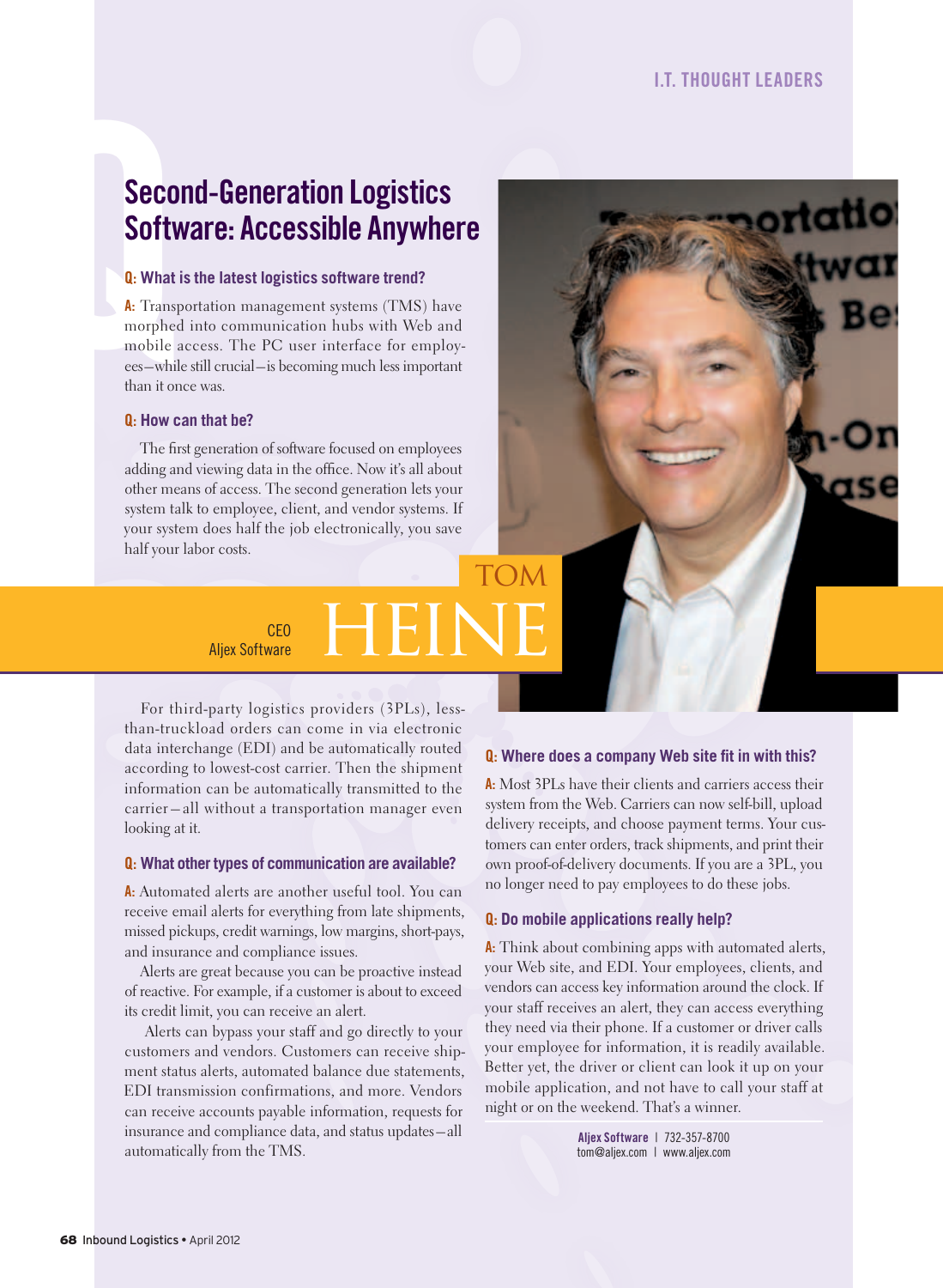# Second-Generation Logistics Software: Accessible Anywhere

**Q: What is the latest logistics software trend?**

**A:** Transportation management systems (TMS) have morphed into communication hubs with Web and mobile access. The PC user interface for employees—while still crucial—is becoming much less important than it once was.

**Q: How can that be?**

The first generation of software focused on employees adding and viewing data in the office. Now it's all about other means of access. The second generation lets your system talk to employee, client, and vendor systems. If your system does half the job electronically, you save half your labor costs.

## TOM HEINE

CEO
Aljex Software

For third-party logistics providers (3PLs), less-than-truckload orders can come in via electronic data interchange (EDI) and be automatically routed according to lowest-cost carrier. Then the shipment information can be automatically transmitted to the carrier—all without a transportation manager even looking at it.

**Q: What other types of communication are available?**

**A:** Automated alerts are another useful tool. You can receive email alerts for everything from late shipments, missed pickups, credit warnings, low margins, short-pays, and insurance and compliance issues.

Alerts are great because you can be proactive instead of reactive. For example, if a customer is about to exceed its credit limit, you can receive an alert.

Alerts can bypass your staff and go directly to your customers and vendors. Customers can receive shipment status alerts, automated balance due statements, EDI transmission confirmations, and more. Vendors can receive accounts payable information, requests for insurance and compliance data, and status updates—all automatically from the TMS.

**Q: Where does a company Web site fit in with this?**

**A:** Most 3PLs have their clients and carriers access their system from the Web. Carriers can now self-bill, upload delivery receipts, and choose payment terms. Your customers can enter orders, track shipments, and print their own proof-of-delivery documents. If you are a 3PL, you no longer need to pay employees to do these jobs.

**Q: Do mobile applications really help?**

**A:** Think about combining apps with automated alerts, your Web site, and EDI. Your employees, clients, and vendors can access key information around the clock. If your staff receives an alert, they can access everything they need via their phone. If a customer or driver calls your employee for information, it is readily available. Better yet, the driver or client can look it up on your mobile application, and not have to call your staff at night or on the weekend. That's a winner.

**Aljex Software** | 732-357-8700
tom@aljex.com | www.aljex.com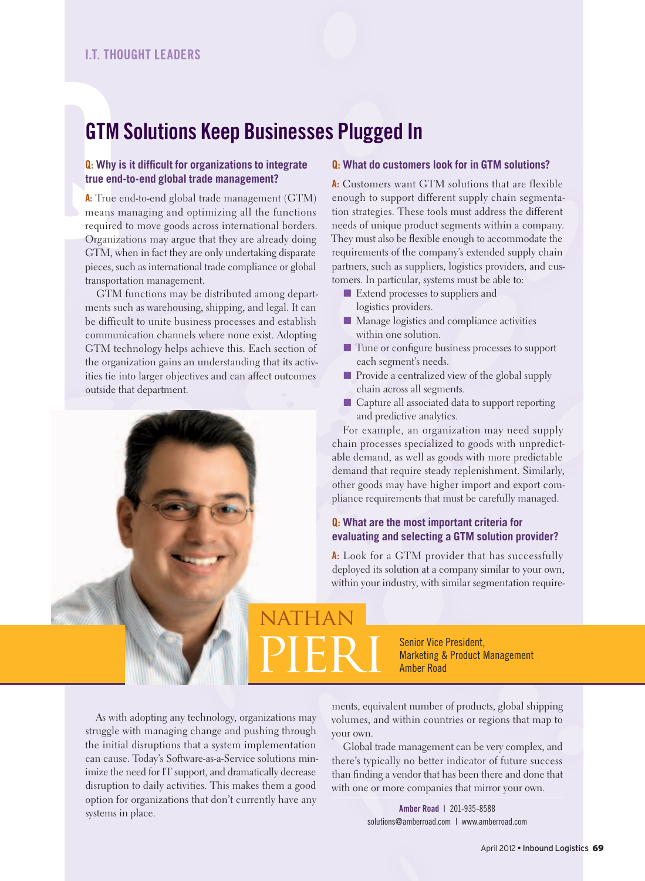I.T. THOUGHT LEADERS

# GTM Solutions Keep Businesses Plugged In

**Q: Why is it difficult for organizations to integrate true end-to-end global trade management?**

**A:** True end-to-end global trade management (GTM) means managing and optimizing all the functions required to move goods across international borders. Organizations may argue that they are already doing GTM, when in fact they are only undertaking disparate pieces, such as international trade compliance or global transportation management.

GTM functions may be distributed among departments such as warehousing, shipping, and legal. It can be difficult to unite business processes and establish communication channels where none exist. Adopting GTM technology helps achieve this. Each section of the organization gains an understanding that its activities tie into larger objectives and can affect outcomes outside that department.

As with adopting any technology, organizations may struggle with managing change and pushing through the initial disruptions that a system implementation can cause. Today's Software-as-a-Service solutions minimize the need for IT support, and dramatically decrease disruption to daily activities. This makes them a good option for organizations that don't currently have any systems in place.

**Q: What do customers look for in GTM solutions?**

**A:** Customers want GTM solutions that are flexible enough to support different supply chain segmentation strategies. These tools must address the different needs of unique product segments within a company. They must also be flexible enough to accommodate the requirements of the company's extended supply chain partners, such as suppliers, logistics providers, and customers. In particular, systems must be able to:

- Extend processes to suppliers and logistics providers.
- Manage logistics and compliance activities within one solution.
- Tune or configure business processes to support each segment's needs.
- Provide a centralized view of the global supply chain across all segments.
- Capture all associated data to support reporting and predictive analytics.

For example, an organization may need supply chain processes specialized to goods with unpredictable demand, as well as goods with more predictable demand that require steady replenishment. Similarly, other goods may have higher import and export compliance requirements that must be carefully managed.

**Q: What are the most important criteria for evaluating and selecting a GTM solution provider?**

**A:** Look for a GTM provider that has successfully deployed its solution at a company similar to your own, within your industry, with similar segmentation requirements, equivalent number of products, global shipping volumes, and within countries or regions that map to your own.

Global trade management can be very complex, and there's typically no better indicator of future success than finding a vendor that has been there and done that with one or more companies that mirror your own.

NATHAN PIERI
Senior Vice President, Marketing & Product Management
Amber Road

**Amber Road** | 201-935-8588
solutions@amberroad.com | www.amberroad.com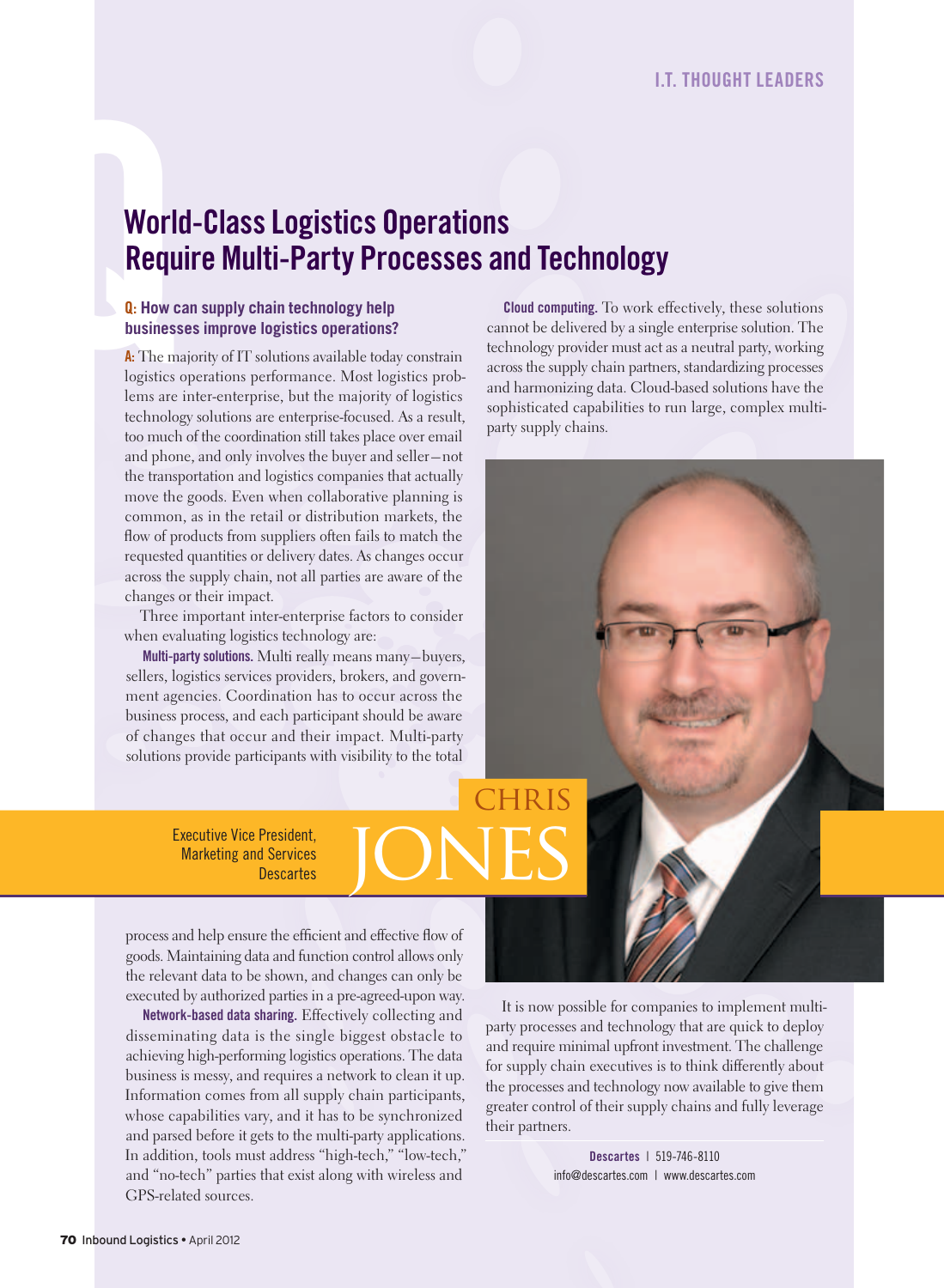# World-Class Logistics Operations Require Multi-Party Processes and Technology

**Q: How can supply chain technology help businesses improve logistics operations?**

**A:** The majority of IT solutions available today constrain logistics operations performance. Most logistics problems are inter-enterprise, but the majority of logistics technology solutions are enterprise-focused. As a result, too much of the coordination still takes place over email and phone, and only involves the buyer and seller—not the transportation and logistics companies that actually move the goods. Even when collaborative planning is common, as in the retail or distribution markets, the flow of products from suppliers often fails to match the requested quantities or delivery dates. As changes occur across the supply chain, not all parties are aware of the changes or their impact.

Three important inter-enterprise factors to consider when evaluating logistics technology are:

**Multi-party solutions.** Multi really means many—buyers, sellers, logistics services providers, brokers, and government agencies. Coordination has to occur across the business process, and each participant should be aware of changes that occur and their impact. Multi-party solutions provide participants with visibility to the total process and help ensure the efficient and effective flow of goods. Maintaining data and function control allows only the relevant data to be shown, and changes can only be executed by authorized parties in a pre-agreed-upon way.

**Network-based data sharing.** Effectively collecting and disseminating data is the single biggest obstacle to achieving high-performing logistics operations. The data business is messy, and requires a network to clean it up. Information comes from all supply chain participants, whose capabilities vary, and it has to be synchronized and parsed before it gets to the multi-party applications. In addition, tools must address "high-tech," "low-tech," and "no-tech" parties that exist along with wireless and GPS-related sources.

**Cloud computing.** To work effectively, these solutions cannot be delivered by a single enterprise solution. The technology provider must act as a neutral party, working across the supply chain partners, standardizing processes and harmonizing data. Cloud-based solutions have the sophisticated capabilities to run large, complex multi-party supply chains.

It is now possible for companies to implement multi-party processes and technology that are quick to deploy and require minimal upfront investment. The challenge for supply chain executives is to think differently about the processes and technology now available to give them greater control of their supply chains and fully leverage their partners.

**CHRIS JONES**
Executive Vice President, Marketing and Services
Descartes

**Descartes** | 519-746-8110
info@descartes.com | www.descartes.com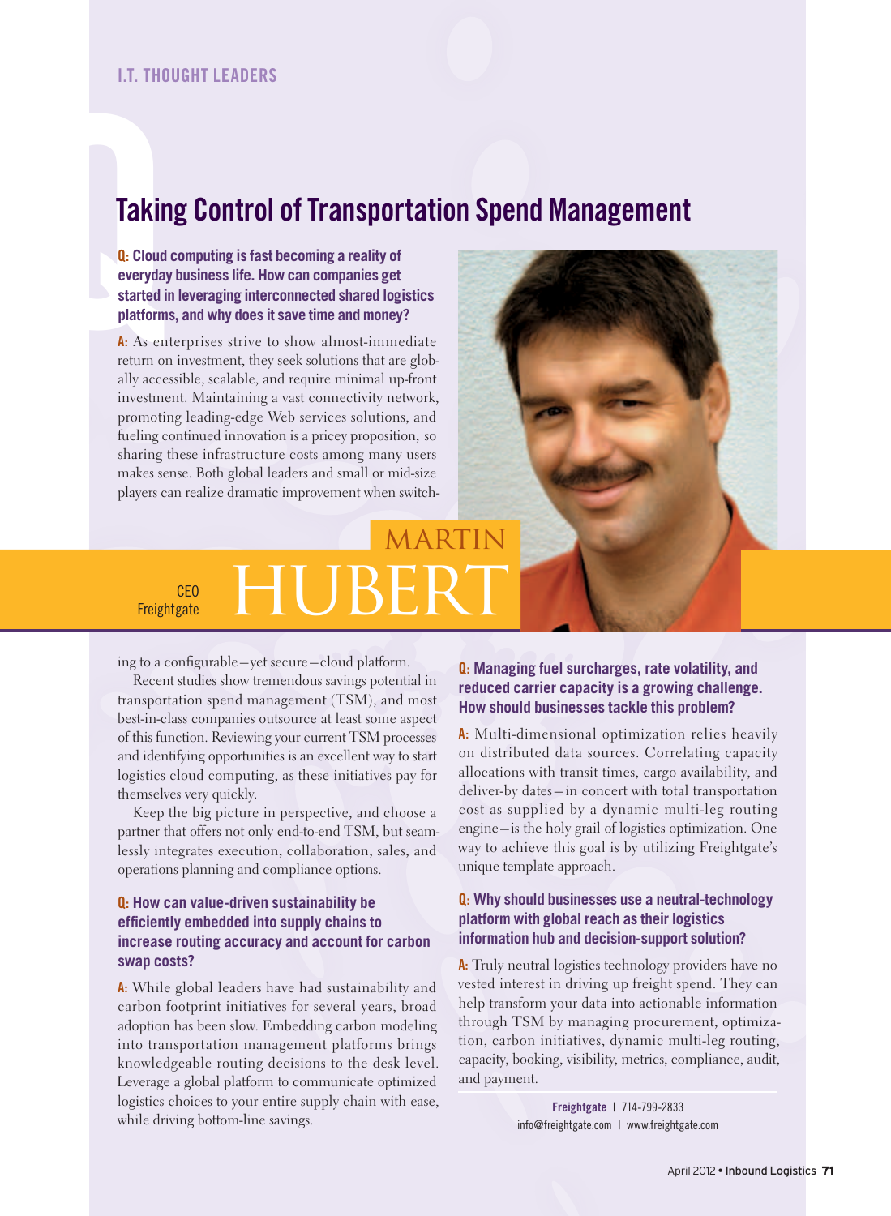I.T. THOUGHT LEADERS

# Taking Control of Transportation Spend Management

**Q: Cloud computing is fast becoming a reality of everyday business life. How can companies get started in leveraging interconnected shared logistics platforms, and why does it save time and money?**

**A:** As enterprises strive to show almost-immediate return on investment, they seek solutions that are globally accessible, scalable, and require minimal up-front investment. Maintaining a vast connectivity network, promoting leading-edge Web services solutions, and fueling continued innovation is a pricey proposition, so sharing these infrastructure costs among many users makes sense. Both global leaders and small or mid-size players can realize dramatic improvement when switching to a configurable—yet secure—cloud platform.

MARTIN HUBERT

CEO
Freightgate

Recent studies show tremendous savings potential in transportation spend management (TSM), and most best-in-class companies outsource at least some aspect of this function. Reviewing your current TSM processes and identifying opportunities is an excellent way to start logistics cloud computing, as these initiatives pay for themselves very quickly.

Keep the big picture in perspective, and choose a partner that offers not only end-to-end TSM, but seamlessly integrates execution, collaboration, sales, and operations planning and compliance options.

**Q: How can value-driven sustainability be efficiently embedded into supply chains to increase routing accuracy and account for carbon swap costs?**

**A:** While global leaders have had sustainability and carbon footprint initiatives for several years, broad adoption has been slow. Embedding carbon modeling into transportation management platforms brings knowledgeable routing decisions to the desk level. Leverage a global platform to communicate optimized logistics choices to your entire supply chain with ease, while driving bottom-line savings.

**Q: Managing fuel surcharges, rate volatility, and reduced carrier capacity is a growing challenge. How should businesses tackle this problem?**

**A:** Multi-dimensional optimization relies heavily on distributed data sources. Correlating capacity allocations with transit times, cargo availability, and deliver-by dates—in concert with total transportation cost as supplied by a dynamic multi-leg routing engine—is the holy grail of logistics optimization. One way to achieve this goal is by utilizing Freightgate's unique template approach.

**Q: Why should businesses use a neutral-technology platform with global reach as their logistics information hub and decision-support solution?**

**A:** Truly neutral logistics technology providers have no vested interest in driving up freight spend. They can help transform your data into actionable information through TSM by managing procurement, optimization, carbon initiatives, dynamic multi-leg routing, capacity, booking, visibility, metrics, compliance, audit, and payment.

**Freightgate** | 714-799-2833
info@freightgate.com | www.freightgate.com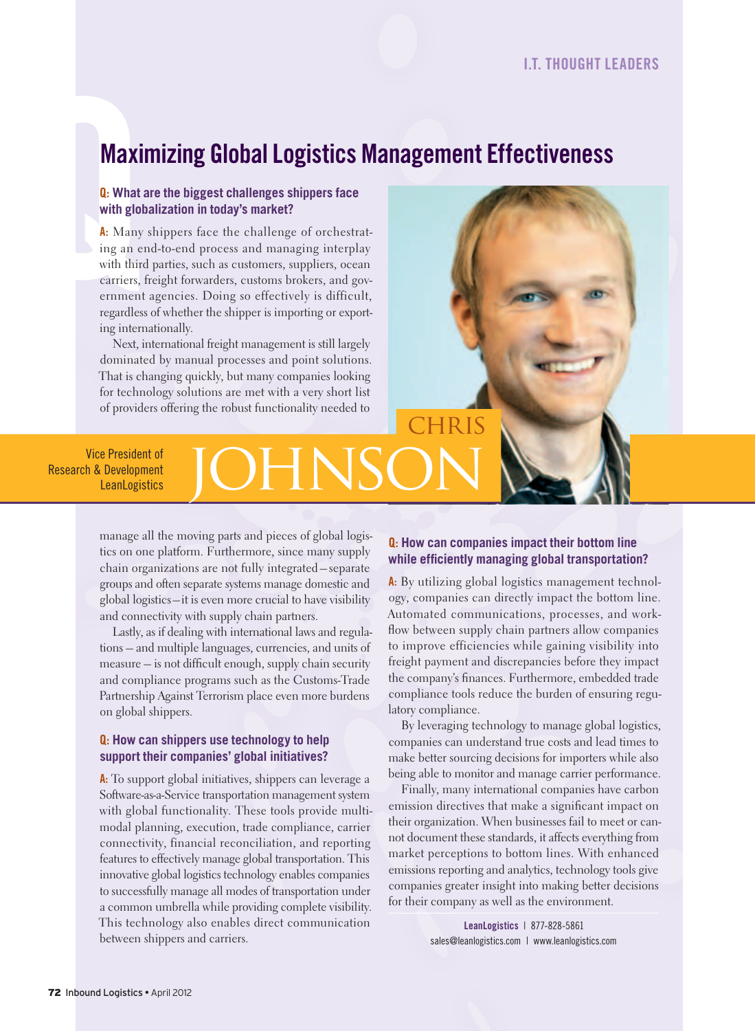I.T. THOUGHT LEADERS

# Maximizing Global Logistics Management Effectiveness

CHRIS JOHNSON

Vice President of Research & Development
LeanLogistics

**Q: What are the biggest challenges shippers face with globalization in today's market?**

**A:** Many shippers face the challenge of orchestrating an end-to-end process and managing interplay with third parties, such as customers, suppliers, ocean carriers, freight forwarders, customs brokers, and government agencies. Doing so effectively is difficult, regardless of whether the shipper is importing or exporting internationally.

Next, international freight management is still largely dominated by manual processes and point solutions. That is changing quickly, but many companies looking for technology solutions are met with a very short list of providers offering the robust functionality needed to manage all the moving parts and pieces of global logistics on one platform. Furthermore, since many supply chain organizations are not fully integrated—separate groups and often separate systems manage domestic and global logistics—it is even more crucial to have visibility and connectivity with supply chain partners.

Lastly, as if dealing with international laws and regulations – and multiple languages, currencies, and units of measure – is not difficult enough, supply chain security and compliance programs such as the Customs-Trade Partnership Against Terrorism place even more burdens on global shippers.

**Q: How can shippers use technology to help support their companies' global initiatives?**

**A:** To support global initiatives, shippers can leverage a Software-as-a-Service transportation management system with global functionality. These tools provide multimodal planning, execution, trade compliance, carrier connectivity, financial reconciliation, and reporting features to effectively manage global transportation. This innovative global logistics technology enables companies to successfully manage all modes of transportation under a common umbrella while providing complete visibility. This technology also enables direct communication between shippers and carriers.

**Q: How can companies impact their bottom line while efficiently managing global transportation?**

**A:** By utilizing global logistics management technology, companies can directly impact the bottom line. Automated communications, processes, and workflow between supply chain partners allow companies to improve efficiencies while gaining visibility into freight payment and discrepancies before they impact the company's finances. Furthermore, embedded trade compliance tools reduce the burden of ensuring regulatory compliance.

By leveraging technology to manage global logistics, companies can understand true costs and lead times to make better sourcing decisions for importers while also being able to monitor and manage carrier performance.

Finally, many international companies have carbon emission directives that make a significant impact on their organization. When businesses fail to meet or cannot document these standards, it affects everything from market perceptions to bottom lines. With enhanced emissions reporting and analytics, technology tools give companies greater insight into making better decisions for their company as well as the environment.

**LeanLogistics** | 877-828-5861
sales@leanlogistics.com | www.leanlogistics.com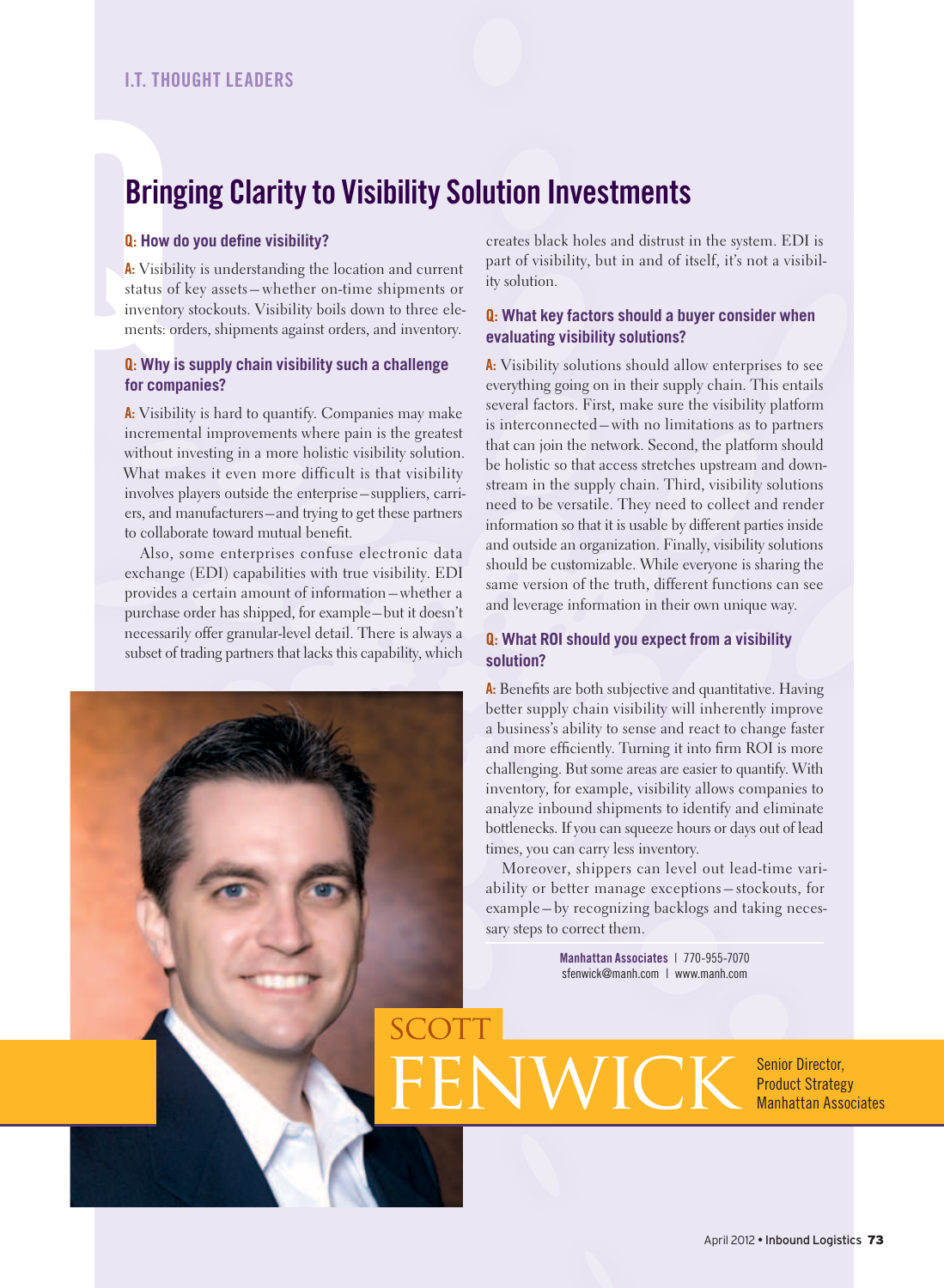I.T. THOUGHT LEADERS

# Bringing Clarity to Visibility Solution Investments

**Q: How do you define visibility?**

**A:** Visibility is understanding the location and current status of key assets—whether on-time shipments or inventory stockouts. Visibility boils down to three elements: orders, shipments against orders, and inventory.

**Q: Why is supply chain visibility such a challenge for companies?**

**A:** Visibility is hard to quantify. Companies may make incremental improvements where pain is the greatest without investing in a more holistic visibility solution. What makes it even more difficult is that visibility involves players outside the enterprise—suppliers, carriers, and manufacturers—and trying to get these partners to collaborate toward mutual benefit.

Also, some enterprises confuse electronic data exchange (EDI) capabilities with true visibility. EDI provides a certain amount of information—whether a purchase order has shipped, for example—but it doesn't necessarily offer granular-level detail. There is always a subset of trading partners that lacks this capability, which creates black holes and distrust in the system. EDI is part of visibility, but in and of itself, it's not a visibility solution.

**Q: What key factors should a buyer consider when evaluating visibility solutions?**

**A:** Visibility solutions should allow enterprises to see everything going on in their supply chain. This entails several factors. First, make sure the visibility platform is interconnected—with no limitations as to partners that can join the network. Second, the platform should be holistic so that access stretches upstream and downstream in the supply chain. Third, visibility solutions need to be versatile. They need to collect and render information so that it is usable by different parties inside and outside an organization. Finally, visibility solutions should be customizable. While everyone is sharing the same version of the truth, different functions can see and leverage information in their own unique way.

**Q: What ROI should you expect from a visibility solution?**

**A:** Benefits are both subjective and quantitative. Having better supply chain visibility will inherently improve a business's ability to sense and react to change faster and more efficiently. Turning it into firm ROI is more challenging. But some areas are easier to quantify. With inventory, for example, visibility allows companies to analyze inbound shipments to identify and eliminate bottlenecks. If you can squeeze hours or days out of lead times, you can carry less inventory.

Moreover, shippers can level out lead-time variability or better manage exceptions—stockouts, for example—by recognizing backlogs and taking necessary steps to correct them.

**Manhattan Associates** | 770-955-7070
sfenwick@manh.com | www.manh.com

SCOTT FENWICK
Senior Director, Product Strategy
Manhattan Associates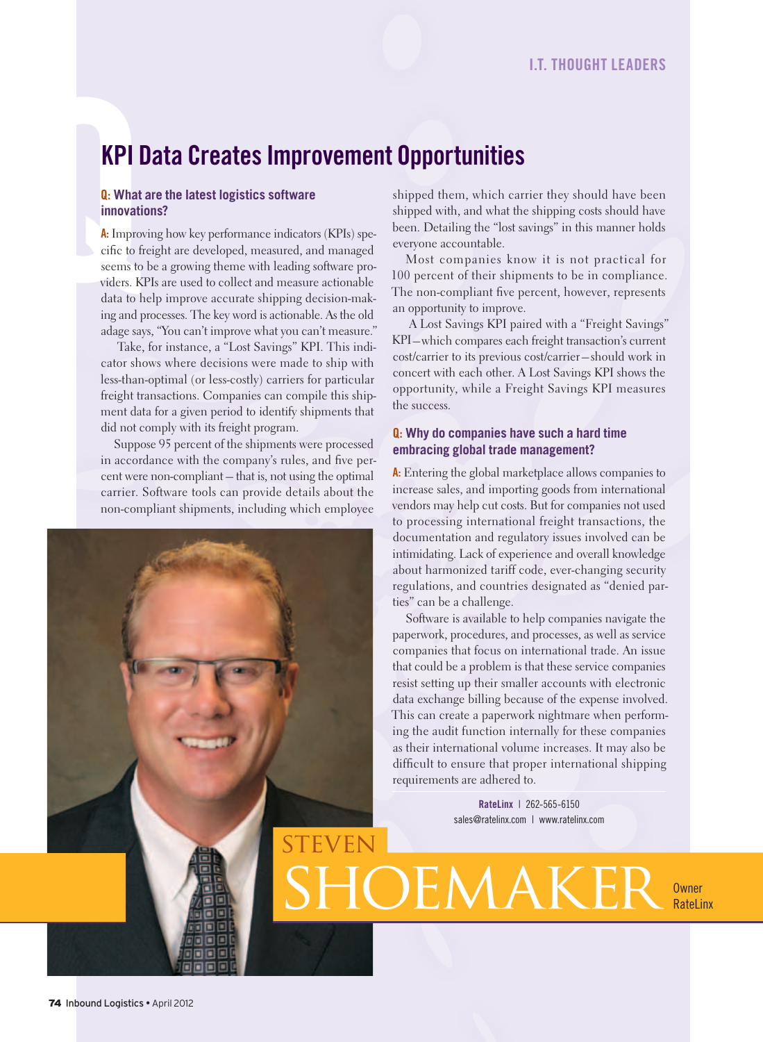I.T. THOUGHT LEADERS

# KPI Data Creates Improvement Opportunities

**Q: What are the latest logistics software innovations?**

**A:** Improving how key performance indicators (KPIs) specific to freight are developed, measured, and managed seems to be a growing theme with leading software providers. KPIs are used to collect and measure actionable data to help improve accurate shipping decision-making and processes. The key word is actionable. As the old adage says, "You can't improve what you can't measure."

Take, for instance, a "Lost Savings" KPI. This indicator shows where decisions were made to ship with less-than-optimal (or less-costly) carriers for particular freight transactions. Companies can compile this shipment data for a given period to identify shipments that did not comply with its freight program.

Suppose 95 percent of the shipments were processed in accordance with the company's rules, and five percent were non-compliant – that is, not using the optimal carrier. Software tools can provide details about the non-compliant shipments, including which employee shipped them, which carrier they should have been shipped with, and what the shipping costs should have been. Detailing the "lost savings" in this manner holds everyone accountable.

Most companies know it is not practical for 100 percent of their shipments to be in compliance. The non-compliant five percent, however, represents an opportunity to improve.

A Lost Savings KPI paired with a "Freight Savings" KPI—which compares each freight transaction's current cost/carrier to its previous cost/carrier—should work in concert with each other. A Lost Savings KPI shows the opportunity, while a Freight Savings KPI measures the success.

**Q: Why do companies have such a hard time embracing global trade management?**

**A:** Entering the global marketplace allows companies to increase sales, and importing goods from international vendors may help cut costs. But for companies not used to processing international freight transactions, the documentation and regulatory issues involved can be intimidating. Lack of experience and overall knowledge about harmonized tariff code, ever-changing security regulations, and countries designated as "denied parties" can be a challenge.

Software is available to help companies navigate the paperwork, procedures, and processes, as well as service companies that focus on international trade. An issue that could be a problem is that these service companies resist setting up their smaller accounts with electronic data exchange billing because of the expense involved. This can create a paperwork nightmare when performing the audit function internally for these companies as their international volume increases. It may also be difficult to ensure that proper international shipping requirements are adhered to.

**RateLinx** | 262-565-6150
sales@ratelinx.com | www.ratelinx.com

STEVEN SHOEMAKER
Owner
RateLinx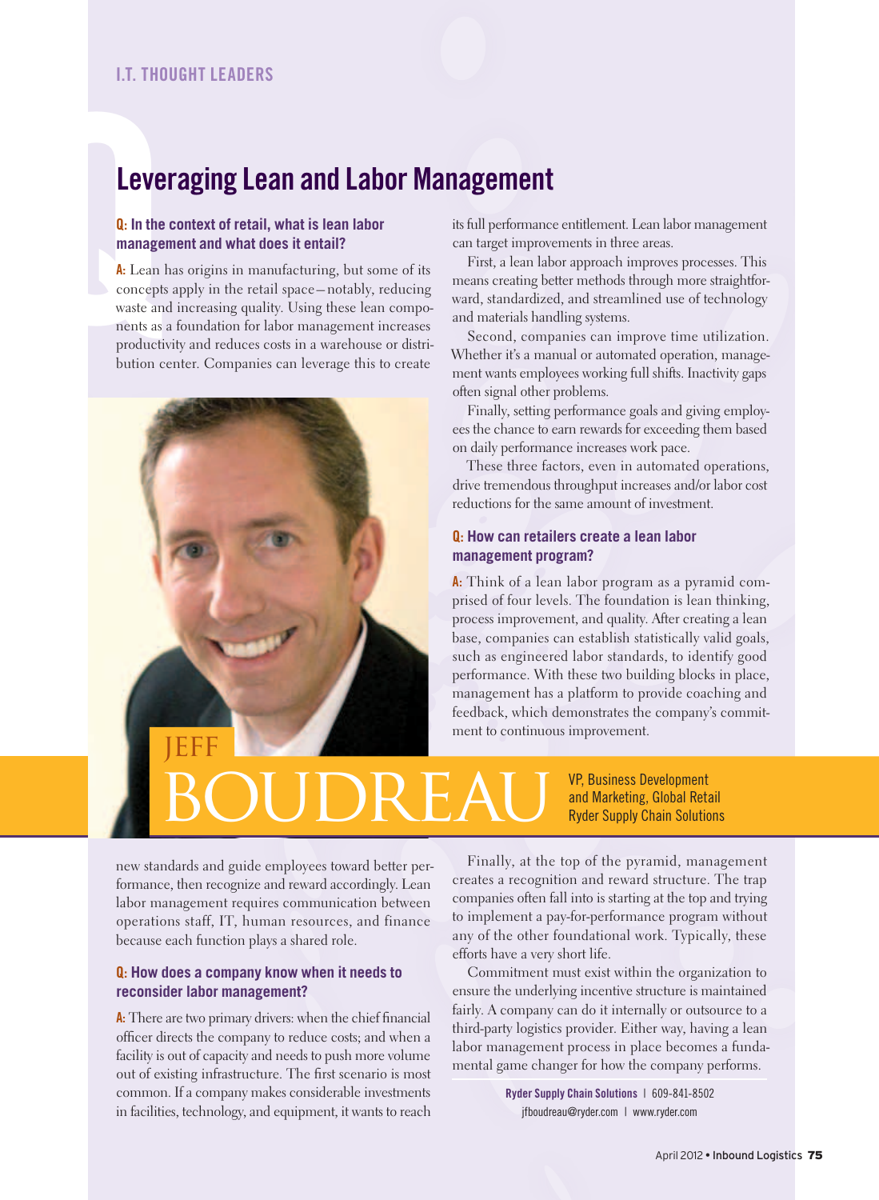I.T. THOUGHT LEADERS

# Leveraging Lean and Labor Management

**JEFF BOUDREAU**
VP, Business Development and Marketing, Global Retail
Ryder Supply Chain Solutions

**Q: In the context of retail, what is lean labor management and what does it entail?**

**A:** Lean has origins in manufacturing, but some of its concepts apply in the retail space—notably, reducing waste and increasing quality. Using these lean components as a foundation for labor management increases productivity and reduces costs in a warehouse or distribution center. Companies can leverage this to create new standards and guide employees toward better performance, then recognize and reward accordingly. Lean labor management requires communication between operations staff, IT, human resources, and finance because each function plays a shared role.

**Q: How does a company know when it needs to reconsider labor management?**

**A:** There are two primary drivers: when the chief financial officer directs the company to reduce costs; and when a facility is out of capacity and needs to push more volume out of existing infrastructure. The first scenario is most common. If a company makes considerable investments in facilities, technology, and equipment, it wants to reach its full performance entitlement. Lean labor management can target improvements in three areas.

First, a lean labor approach improves processes. This means creating better methods through more straightforward, standardized, and streamlined use of technology and materials handling systems.

Second, companies can improve time utilization. Whether it's a manual or automated operation, management wants employees working full shifts. Inactivity gaps often signal other problems.

Finally, setting performance goals and giving employees the chance to earn rewards for exceeding them based on daily performance increases work pace.

These three factors, even in automated operations, drive tremendous throughput increases and/or labor cost reductions for the same amount of investment.

**Q: How can retailers create a lean labor management program?**

**A:** Think of a lean labor program as a pyramid comprised of four levels. The foundation is lean thinking, process improvement, and quality. After creating a lean base, companies can establish statistically valid goals, such as engineered labor standards, to identify good performance. With these two building blocks in place, management has a platform to provide coaching and feedback, which demonstrates the company's commitment to continuous improvement.

Finally, at the top of the pyramid, management creates a recognition and reward structure. The trap companies often fall into is starting at the top and trying to implement a pay-for-performance program without any of the other foundational work. Typically, these efforts have a very short life.

Commitment must exist within the organization to ensure the underlying incentive structure is maintained fairly. A company can do it internally or outsource to a third-party logistics provider. Either way, having a lean labor management process in place becomes a fundamental game changer for how the company performs.

**Ryder Supply Chain Solutions** | 609-841-8502
jfboudreau@ryder.com | www.ryder.com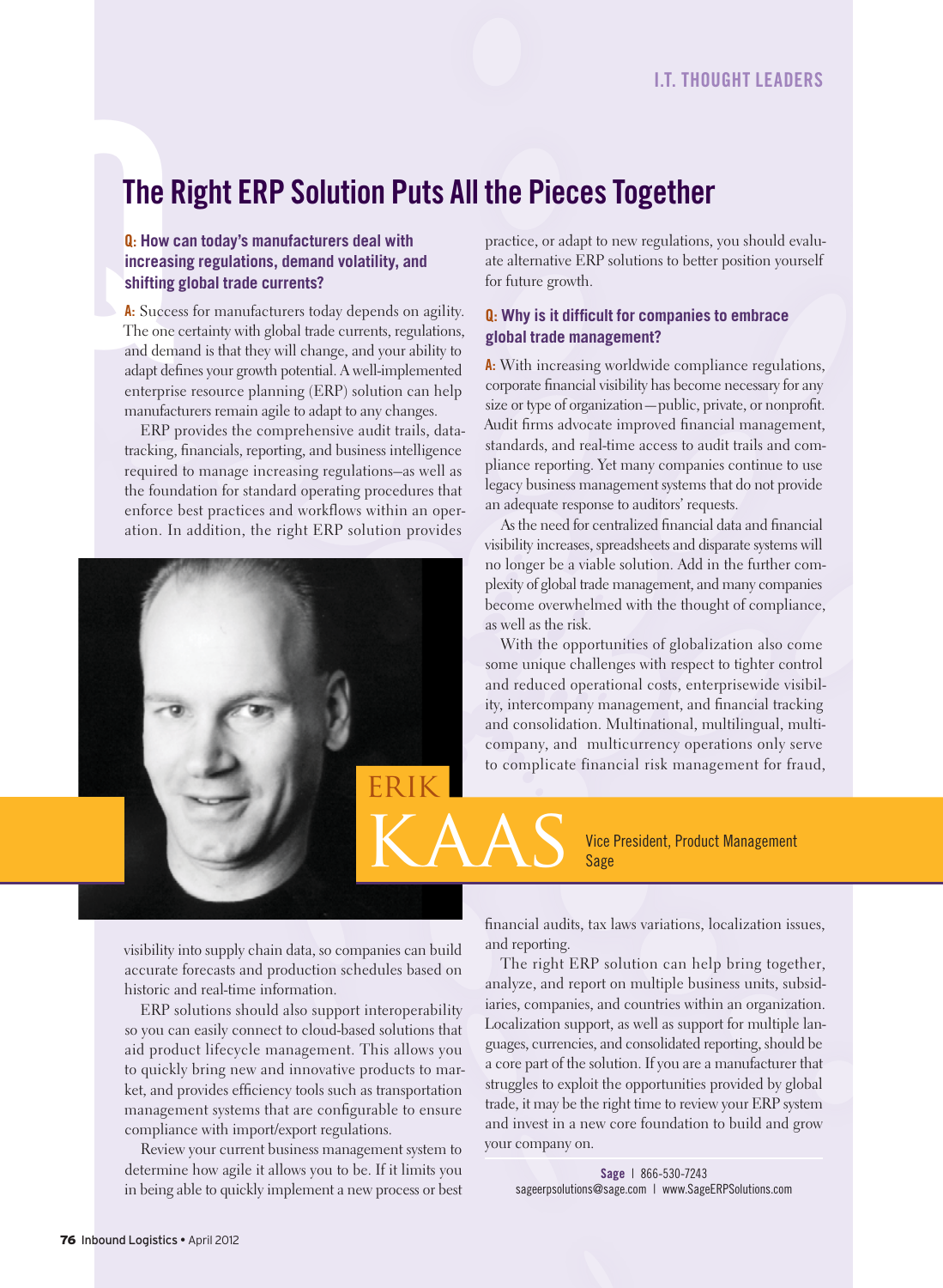# The Right ERP Solution Puts All the Pieces Together

**Q: How can today's manufacturers deal with increasing regulations, demand volatility, and shifting global trade currents?**

**A:** Success for manufacturers today depends on agility. The one certainty with global trade currents, regulations, and demand is that they will change, and your ability to adapt defines your growth potential. A well-implemented enterprise resource planning (ERP) solution can help manufacturers remain agile to adapt to any changes.

ERP provides the comprehensive audit trails, data-tracking, financials, reporting, and business intelligence required to manage increasing regulations—as well as the foundation for standard operating procedures that enforce best practices and workflows within an operation. In addition, the right ERP solution provides visibility into supply chain data, so companies can build accurate forecasts and production schedules based on historic and real-time information.

ERP solutions should also support interoperability so you can easily connect to cloud-based solutions that aid product lifecycle management. This allows you to quickly bring new and innovative products to market, and provides efficiency tools such as transportation management systems that are configurable to ensure compliance with import/export regulations.

Review your current business management system to determine how agile it allows you to be. If it limits you in being able to quickly implement a new process or best practice, or adapt to new regulations, you should evaluate alternative ERP solutions to better position yourself for future growth.

**Q: Why is it difficult for companies to embrace global trade management?**

**A:** With increasing worldwide compliance regulations, corporate financial visibility has become necessary for any size or type of organization—public, private, or nonprofit. Audit firms advocate improved financial management, standards, and real-time access to audit trails and compliance reporting. Yet many companies continue to use legacy business management systems that do not provide an adequate response to auditors' requests.

As the need for centralized financial data and financial visibility increases, spreadsheets and disparate systems will no longer be a viable solution. Add in the further complexity of global trade management, and many companies become overwhelmed with the thought of compliance, as well as the risk.

With the opportunities of globalization also come some unique challenges with respect to tighter control and reduced operational costs, enterprisewide visibility, intercompany management, and financial tracking and consolidation. Multinational, multilingual, multicompany, and multicurrency operations only serve to complicate financial risk management for fraud, financial audits, tax laws variations, localization issues, and reporting.

The right ERP solution can help bring together, analyze, and report on multiple business units, subsidiaries, companies, and countries within an organization. Localization support, as well as support for multiple languages, currencies, and consolidated reporting, should be a core part of the solution. If you are a manufacturer that struggles to exploit the opportunities provided by global trade, it may be the right time to review your ERP system and invest in a new core foundation to build and grow your company on.

**ERIK KAAS**
Vice President, Product Management
Sage

**Sage** | 866-530-7243
sageerpsolutions@sage.com | www.SageERPSolutions.com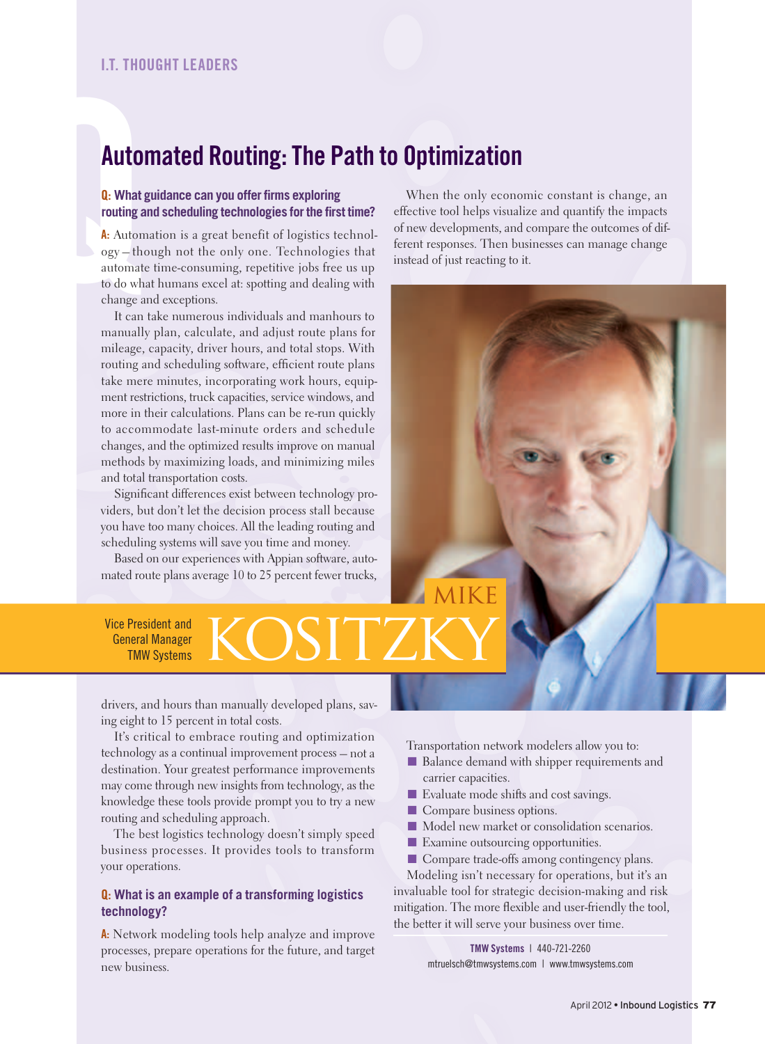I.T. THOUGHT LEADERS

# Automated Routing: The Path to Optimization

**Q: What guidance can you offer firms exploring routing and scheduling technologies for the first time?**

**A:** Automation is a great benefit of logistics technology – though not the only one. Technologies that automate time-consuming, repetitive jobs free us up to do what humans excel at: spotting and dealing with change and exceptions.

It can take numerous individuals and manhours to manually plan, calculate, and adjust route plans for mileage, capacity, driver hours, and total stops. With routing and scheduling software, efficient route plans take mere minutes, incorporating work hours, equipment restrictions, truck capacities, service windows, and more in their calculations. Plans can be re-run quickly to accommodate last-minute orders and schedule changes, and the optimized results improve on manual methods by maximizing loads, and minimizing miles and total transportation costs.

Significant differences exist between technology providers, but don't let the decision process stall because you have too many choices. All the leading routing and scheduling systems will save you time and money.

Based on our experiences with Appian software, automated route plans average 10 to 25 percent fewer trucks, drivers, and hours than manually developed plans, saving eight to 15 percent in total costs.

It's critical to embrace routing and optimization technology as a continual improvement process – not a destination. Your greatest performance improvements may come through new insights from technology, as the knowledge these tools provide prompt you to try a new routing and scheduling approach.

The best logistics technology doesn't simply speed business processes. It provides tools to transform your operations.

**Q: What is an example of a transforming logistics technology?**

**A:** Network modeling tools help analyze and improve processes, prepare operations for the future, and target new business.

When the only economic constant is change, an effective tool helps visualize and quantify the impacts of new developments, and compare the outcomes of different responses. Then businesses can manage change instead of just reacting to it.

MIKE KOSITZKY
Vice President and General Manager
TMW Systems

Transportation network modelers allow you to:

- Balance demand with shipper requirements and carrier capacities.
- Evaluate mode shifts and cost savings.
- Compare business options.
- Model new market or consolidation scenarios.
- Examine outsourcing opportunities.
- Compare trade-offs among contingency plans.

Modeling isn't necessary for operations, but it's an invaluable tool for strategic decision-making and risk mitigation. The more flexible and user-friendly the tool, the better it will serve your business over time.

**TMW Systems** | 440-721-2260
mtruelsch@tmwsystems.com | www.tmwsystems.com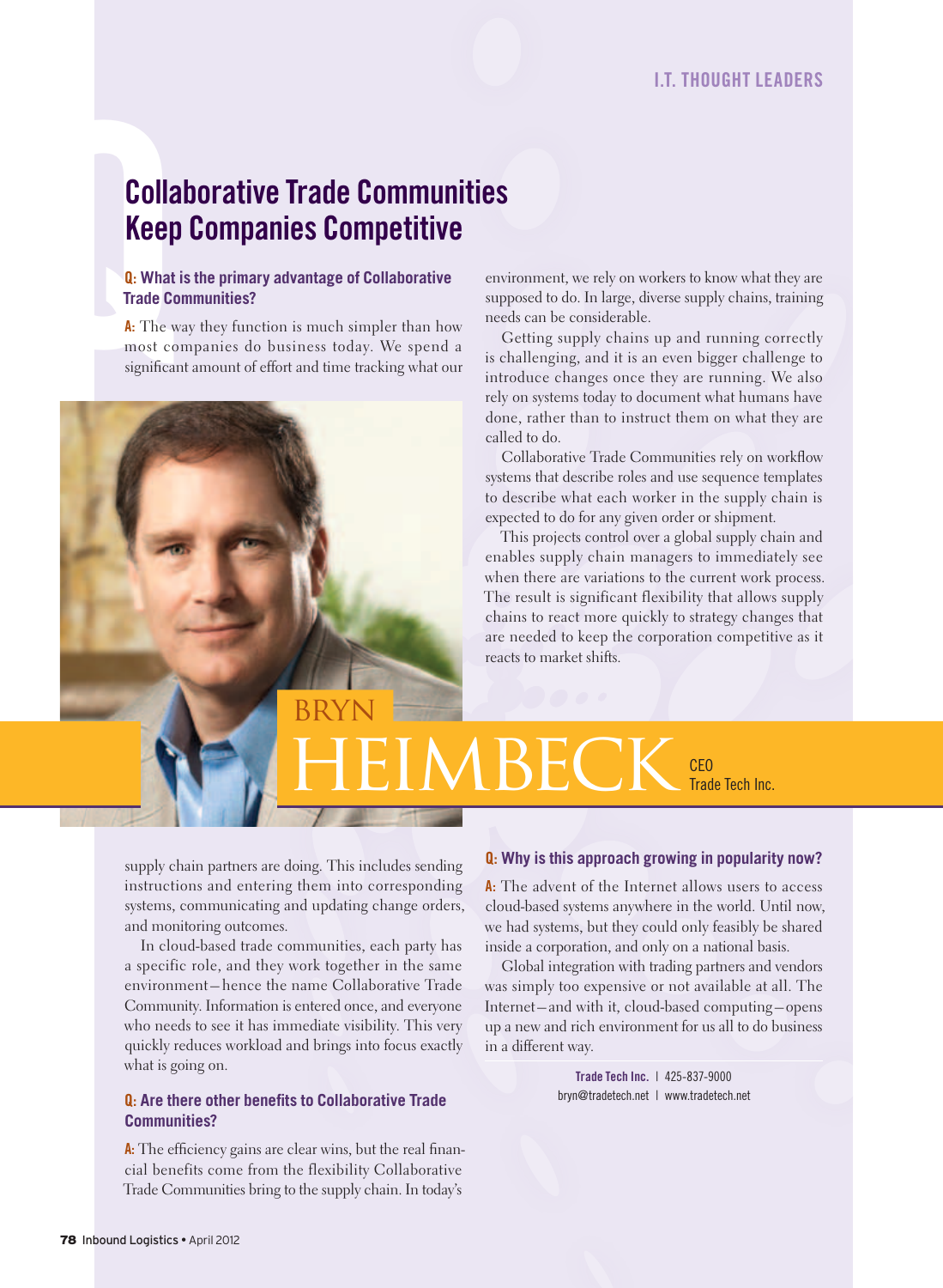# Collaborative Trade Communities Keep Companies Competitive

**Q: What is the primary advantage of Collaborative Trade Communities?**

**A:** The way they function is much simpler than how most companies do business today. We spend a significant amount of effort and time tracking what our supply chain partners are doing. This includes sending instructions and entering them into corresponding systems, communicating and updating change orders, and monitoring outcomes.

In cloud-based trade communities, each party has a specific role, and they work together in the same environment—hence the name Collaborative Trade Community. Information is entered once, and everyone who needs to see it has immediate visibility. This very quickly reduces workload and brings into focus exactly what is going on.

**Q: Are there other benefits to Collaborative Trade Communities?**

**A:** The efficiency gains are clear wins, but the real financial benefits come from the flexibility Collaborative Trade Communities bring to the supply chain. In today's environment, we rely on workers to know what they are supposed to do. In large, diverse supply chains, training needs can be considerable.

Getting supply chains up and running correctly is challenging, and it is an even bigger challenge to introduce changes once they are running. We also rely on systems today to document what humans have done, rather than to instruct them on what they are called to do.

Collaborative Trade Communities rely on workflow systems that describe roles and use sequence templates to describe what each worker in the supply chain is expected to do for any given order or shipment.

This projects control over a global supply chain and enables supply chain managers to immediately see when there are variations to the current work process. The result is significant flexibility that allows supply chains to react more quickly to strategy changes that are needed to keep the corporation competitive as it reacts to market shifts.

**BRYN HEIMBECK**
CEO
Trade Tech Inc.

**Q: Why is this approach growing in popularity now?**

**A:** The advent of the Internet allows users to access cloud-based systems anywhere in the world. Until now, we had systems, but they could only feasibly be shared inside a corporation, and only on a national basis.

Global integration with trading partners and vendors was simply too expensive or not available at all. The Internet—and with it, cloud-based computing—opens up a new and rich environment for us all to do business in a different way.

**Trade Tech Inc.** | 425-837-9000
bryn@tradetech.net | www.tradetech.net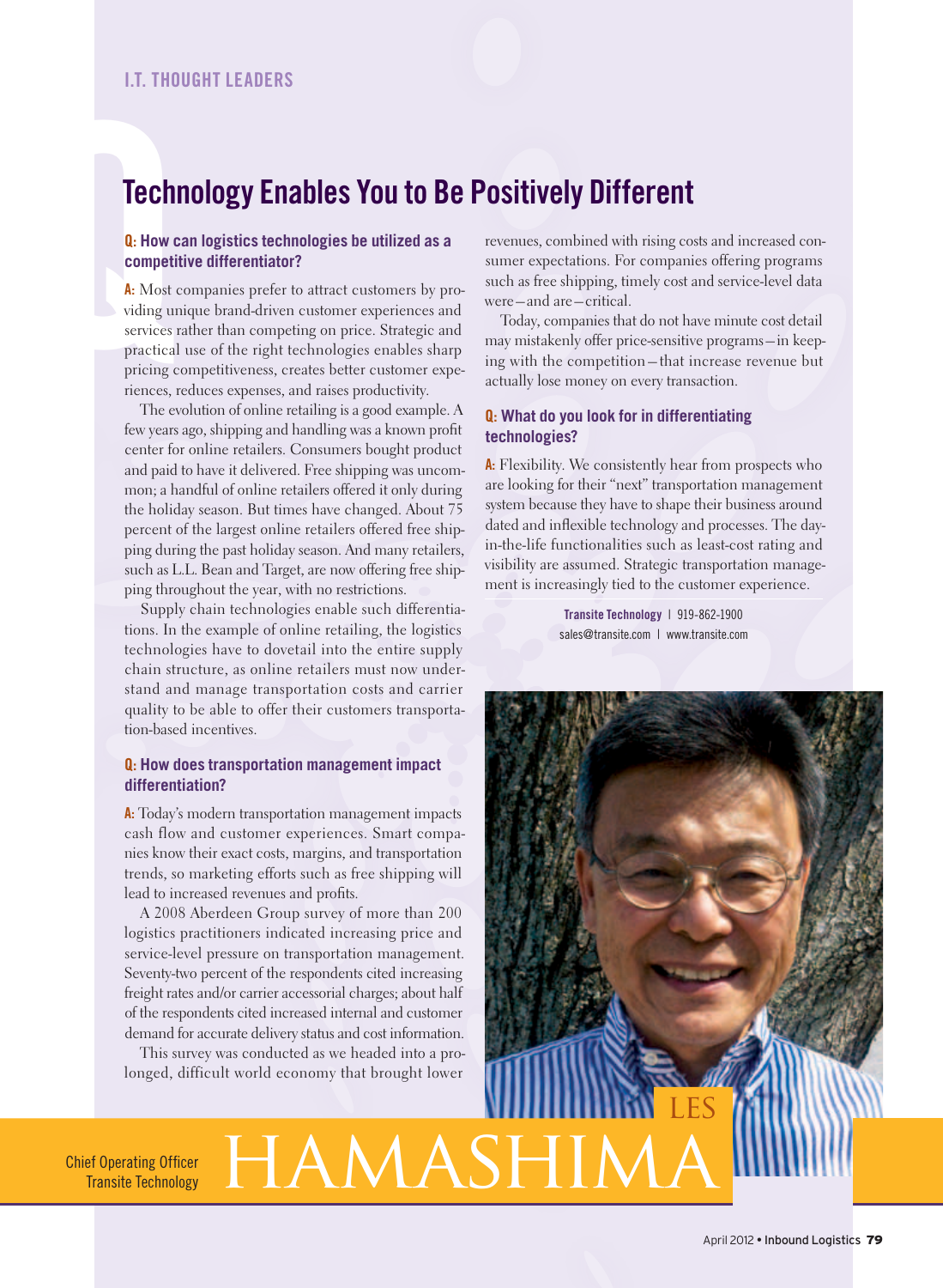I.T. THOUGHT LEADERS

# Technology Enables You to Be Positively Different

**Q: How can logistics technologies be utilized as a competitive differentiator?**

**A:** Most companies prefer to attract customers by providing unique brand-driven customer experiences and services rather than competing on price. Strategic and practical use of the right technologies enables sharp pricing competitiveness, creates better customer experiences, reduces expenses, and raises productivity.

The evolution of online retailing is a good example. A few years ago, shipping and handling was a known profit center for online retailers. Consumers bought product and paid to have it delivered. Free shipping was uncommon; a handful of online retailers offered it only during the holiday season. But times have changed. About 75 percent of the largest online retailers offered free shipping during the past holiday season. And many retailers, such as L.L. Bean and Target, are now offering free shipping throughout the year, with no restrictions.

Supply chain technologies enable such differentiations. In the example of online retailing, the logistics technologies have to dovetail into the entire supply chain structure, as online retailers must now understand and manage transportation costs and carrier quality to be able to offer their customers transportation-based incentives.

**Q: How does transportation management impact differentiation?**

**A:** Today's modern transportation management impacts cash flow and customer experiences. Smart companies know their exact costs, margins, and transportation trends, so marketing efforts such as free shipping will lead to increased revenues and profits.

A 2008 Aberdeen Group survey of more than 200 logistics practitioners indicated increasing price and service-level pressure on transportation management. Seventy-two percent of the respondents cited increasing freight rates and/or carrier accessorial charges; about half of the respondents cited increased internal and customer demand for accurate delivery status and cost information.

This survey was conducted as we headed into a prolonged, difficult world economy that brought lower revenues, combined with rising costs and increased consumer expectations. For companies offering programs such as free shipping, timely cost and service-level data were—and are—critical.

Today, companies that do not have minute cost detail may mistakenly offer price-sensitive programs—in keeping with the competition—that increase revenue but actually lose money on every transaction.

**Q: What do you look for in differentiating technologies?**

**A:** Flexibility. We consistently hear from prospects who are looking for their "next" transportation management system because they have to shape their business around dated and inflexible technology and processes. The day-in-the-life functionalities such as least-cost rating and visibility are assumed. Strategic transportation management is increasingly tied to the customer experience.

**Transite Technology** | 919-862-1900
sales@transite.com | www.transite.com

LES HAMASHIMA
Chief Operating Officer
Transite Technology